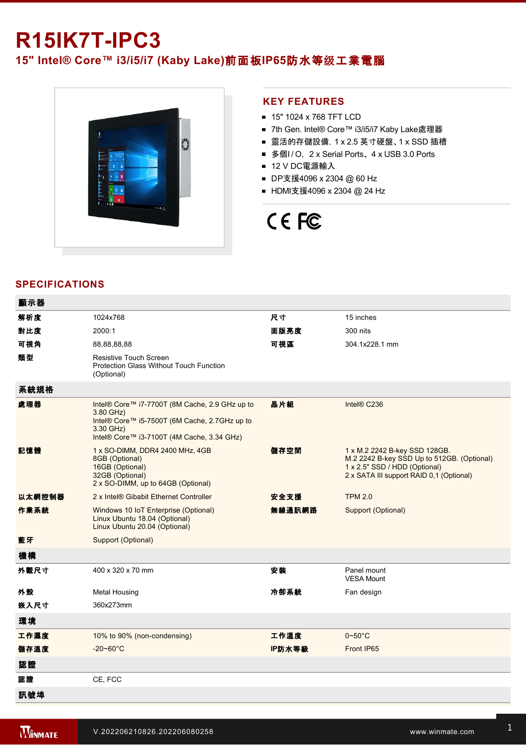# R15IK7T-IPC3

## 15" Intel® Core™ i3/i5/i7 (Kaby Lake)前面板IP65防水等级工業電腦

## KEY FEATURES

- 15" 1024 x 768 TFT LCD
- 7th Gen. Intel® Core™ i3/i5/i7 Kaby Lake處理器
- 靈活的存儲設備, 1 x 2.5 英寸硬盤、1 x SSD 插槽
- 多個I / O，2 x Serial Ports、4 x USB 3.0 Ports
- 12 V DC電源輸入
- DP支援4096 x 2304 @ 60 Hz
- HDMI支援4096 x 2304 @ 24 Hz

## SPECIFICATIONS

| 顯示器 | | | |
|---|---|---|---|
| 解析度 | 1024x768 | 尺寸 | 15 inches |
| 對比度 | 2000:1 | 面版亮度 | 300 nits |
| 可視角 | 88,88,88,88 | 可視區 | 304.1x228.1 mm |
| 類型 | Resistive Touch Screen<br>Protection Glass Without Touch Function (Optional) | | |
| **系統規格** | | | |
| 處理器 | Intel® Core™ i7-7700T (8M Cache, 2.9 GHz up to 3.80 GHz)<br>Intel® Core™ i5-7500T (6M Cache, 2.7GHz up to 3.30 GHz)<br>Intel® Core™ i3-7100T (4M Cache, 3.34 GHz) | 晶片組 | Intel® C236 |
| 記憶體 | 1 x SO-DIMM, DDR4 2400 MHz, 4GB<br>8GB (Optional)<br>16GB (Optional)<br>32GB (Optional)<br>2 x SO-DIMM, up to 64GB (Optional) | 儲存空間 | 1 x M.2 2242 B-key SSD 128GB.<br>M.2 2242 B-key SSD Up to 512GB. (Optional)<br>1 x 2.5" SSD / HDD (Optional)<br>2 x SATA III support RAID 0,1 (Optional) |
| 以太網控制器 | 2 x Intel® Gibabit Ethernet Controller | 安全支援 | TPM 2.0 |
| 作業系統 | Windows 10 IoT Enterprise (Optional)<br>Linux Ubuntu 18.04 (Optional)<br>Linux Ubuntu 20.04 (Optional) | 無線通訊網路 | Support (Optional) |
| 藍牙 | Support (Optional) | | |
| **機構** | | | |
| 外觀尺寸 | 400 x 320 x 70 mm | 安裝 | Panel mount<br>VESA Mount |
| 外殼 | Metal Housing | 冷卻系統 | Fan design |
| 嵌入尺寸 | 360x273mm | | |
| **環境** | | | |
| 工作濕度 | 10% to 90% (non-condensing) | 工作溫度 | 0~50°C |
| 儲存溫度 | -20~60°C | IP防水等級 | Front IP65 |
| **認證** | | | |
| 認證 | CE, FCC | | |
| **訊號埠** | | | |

V.202206210826.202206080258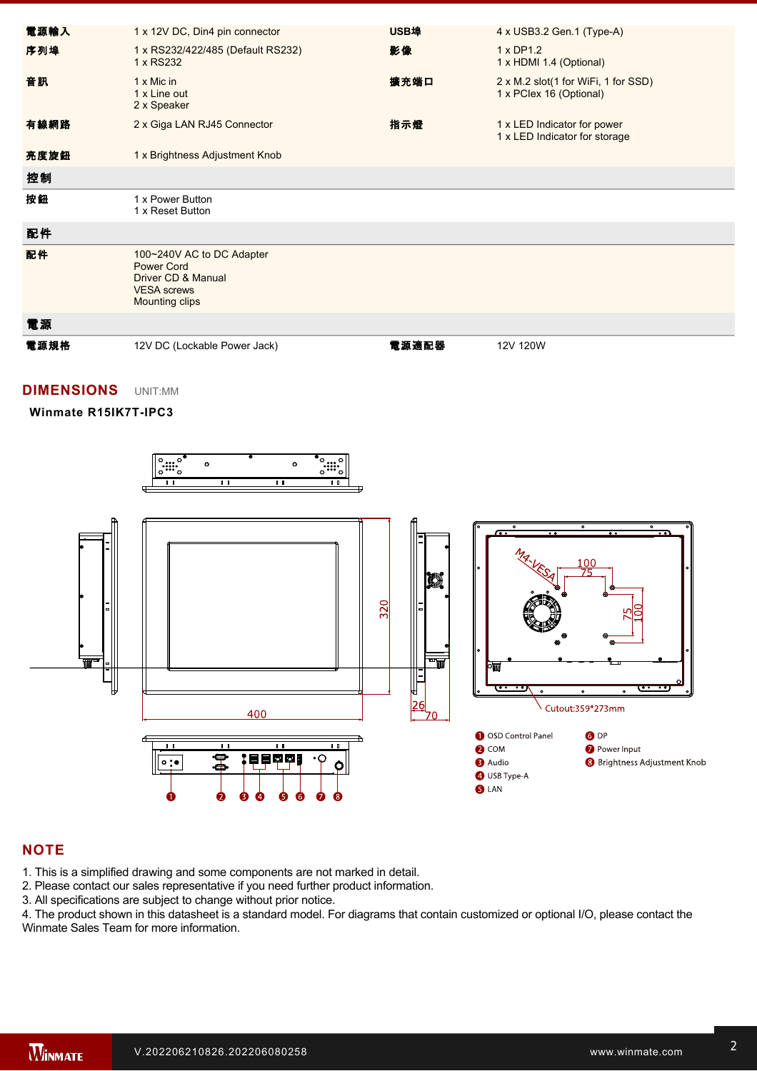| | | | |
|---|---|---|---|
| 電源輸入 | 1 x 12V DC, Din4 pin connector | USB埠 | 4 x USB3.2 Gen.1 (Type-A) |
| 序列埠 | 1 x RS232/422/485 (Default RS232)<br>1 x RS232 | 影像 | 1 x DP1.2<br>1 x HDMI 1.4 (Optional) |
| 音訊 | 1 x Mic in<br>1 x Line out<br>2 x Speaker | 擴充端口 | 2 x M.2 slot(1 for WiFi, 1 for SSD)<br>1 x PCIex 16 (Optional) |
| 有線網路 | 2 x Giga LAN RJ45 Connector | 指示燈 | 1 x LED Indicator for power<br>1 x LED Indicator for storage |
| 亮度旋鈕 | 1 x Brightness Adjustment Knob | | |

## 控制

| | |
|---|---|
| 按鈕 | 1 x Power Button<br>1 x Reset Button |

## 配件

| | |
|---|---|
| 配件 | 100~240V AC to DC Adapter<br>Power Cord<br>Driver CD & Manual<br>VESA screws<br>Mounting clips |

## 電源

| | | | |
|---|---|---|---|
| 電源規格 | 12V DC (Lockable Power Jack) | 電源適配器 | 12V 120W |

## DIMENSIONS UNIT:MM

**Winmate R15IK7T-IPC3**

320
400
26
70
M4-VESA
100
75
75
100
Cutout:359*273mm

1. OSD Control Panel
2. COM
3. Audio
4. USB Type-A
5. LAN
6. DP
7. Power Input
8. Brightness Adjustment Knob

## NOTE

1. This is a simplified drawing and some components are not marked in detail.
2. Please contact our sales representative if you need further product information.
3. All specifications are subject to change without prior notice.
4. The product shown in this datasheet is a standard model. For diagrams that contain customized or optional I/O, please contact the Winmate Sales Team for more information.